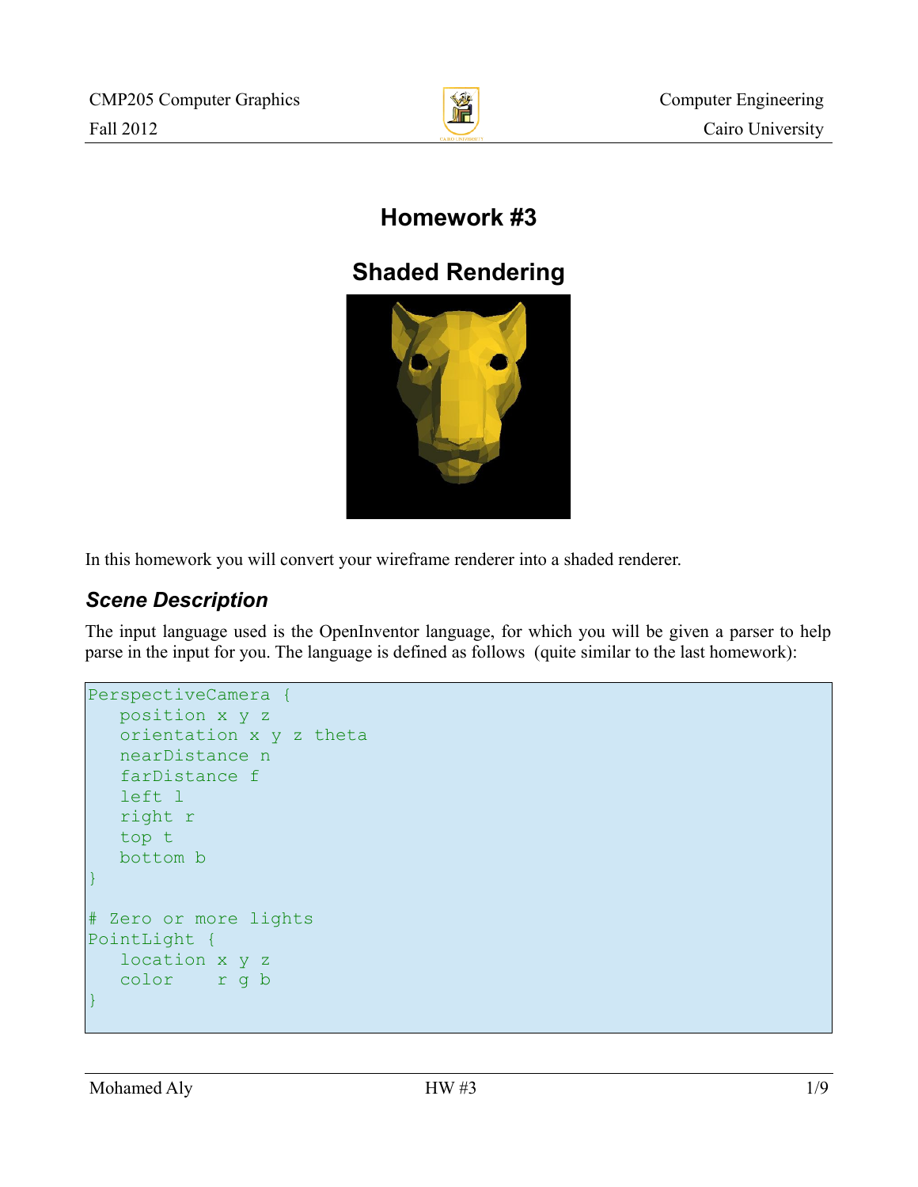# Homework #3

# Shaded Rendering

In this homework you will convert your wireframe renderer into a shaded renderer.

## *Scene Description*

The input language used is the OpenInventor language, for which you will be given a parser to help parse in the input for you. The language is defined as follows (quite similar to the last homework):

```
PerspectiveCamera {
   position x y z
   orientation x y z theta
   nearDistance n
   farDistance f
   left l
   right r
   top t
   bottom b
}

# Zero or more lights
PointLight {
   location x y z
   color    r g b
}
```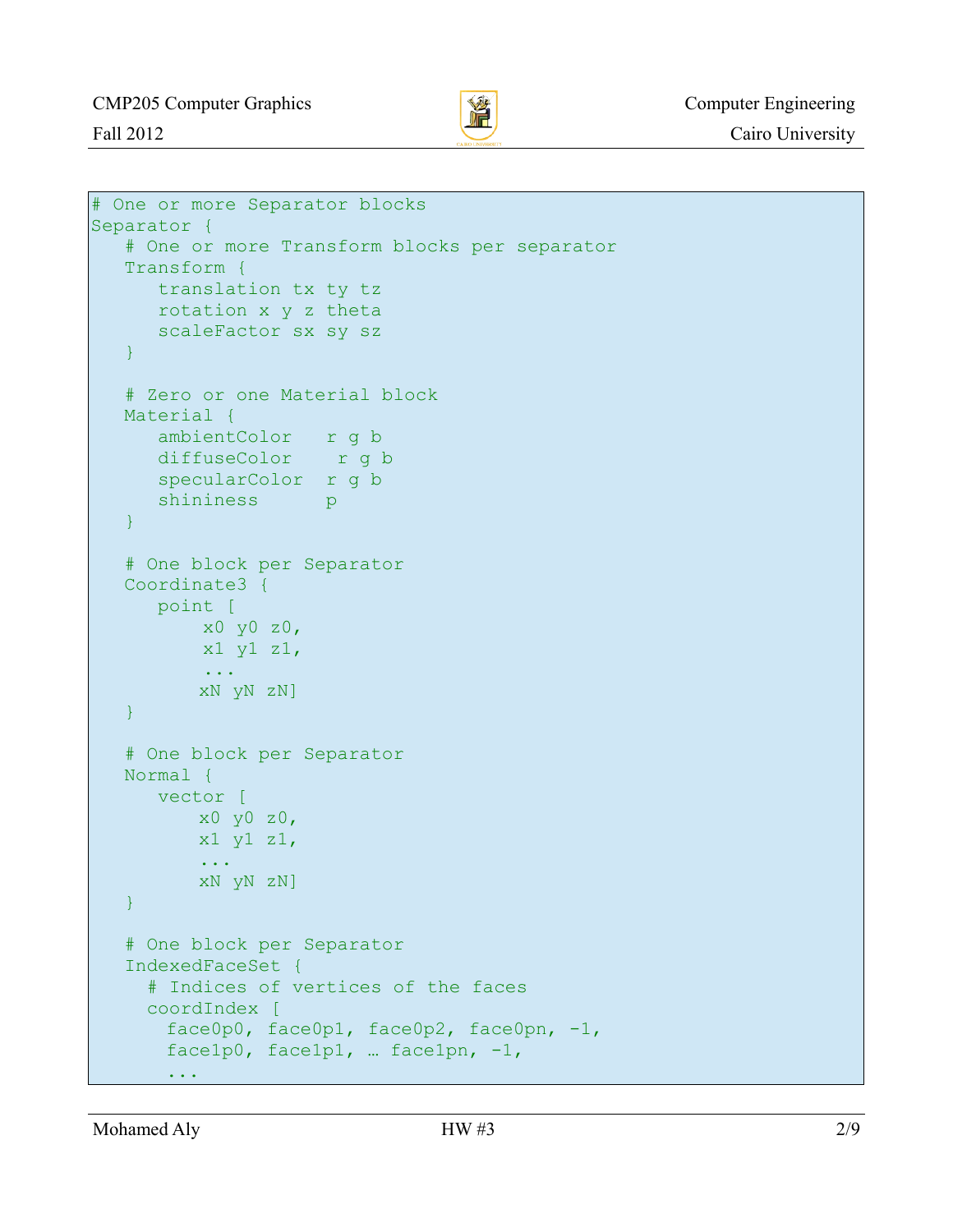```
# One or more Separator blocks
Separator {
   # One or more Transform blocks per separator
   Transform {
      translation tx ty tz
      rotation x y z theta
      scaleFactor sx sy sz
   }

   # Zero or one Material block
   Material {
      ambientColor   r g b
      diffuseColor    r g b
      specularColor  r g b
      shininess      p
   }

   # One block per Separator
   Coordinate3 {
      point [
          x0 y0 z0,
          x1 y1 z1,
          ...
         xN yN zN]
   }

   # One block per Separator
   Normal {
      vector [
         x0 y0 z0,
         x1 y1 z1,
         ...
         xN yN zN]
   }

   # One block per Separator
   IndexedFaceSet {
     # Indices of vertices of the faces
     coordIndex [
      face0p0, face0p1, face0p2, face0pn, -1,
      face1p0, face1p1, … face1pn, -1,
      ...
```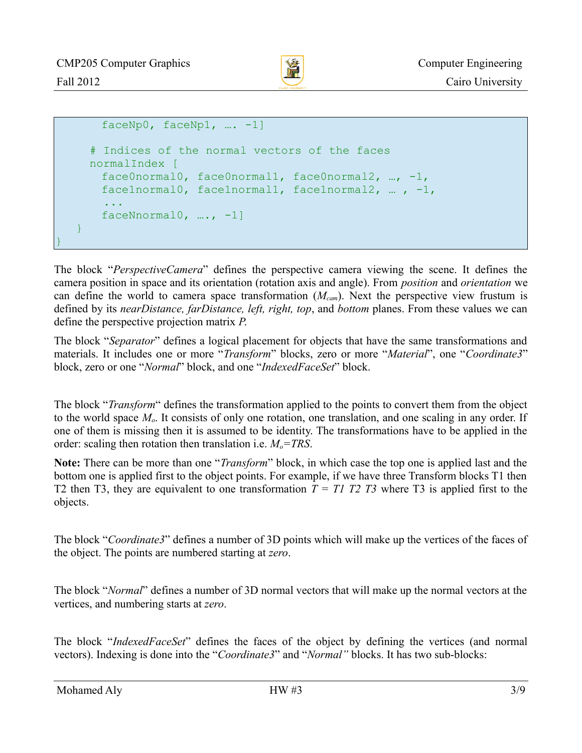```
      faceNp0, faceNp1, …. -1]

    # Indices of the normal vectors of the faces
    normalIndex [
      face0normal0, face0normal1, face0normal2, …, -1,
      face1normal0, face1normal1, face1normal2, … , -1,
      ...
      faceNnormal0, …., -1]
  }
}
```

The block "*PerspectiveCamera*" defines the perspective camera viewing the scene. It defines the camera position in space and its orientation (rotation axis and angle). From *position* and *orientation* we can define the world to camera space transformation ($M_{cam}$). Next the perspective view frustum is defined by its *nearDistance, farDistance, left, right, top*, and *bottom* planes. From these values we can define the perspective projection matrix *P*.

The block "*Separator*" defines a logical placement for objects that have the same transformations and materials. It includes one or more "*Transform*" blocks, zero or more "*Material*", one "*Coordinate3*" block, zero or one "*Normal*" block, and one "*IndexedFaceSet*" block.

The block "*Transform*" defines the transformation applied to the points to convert them from the object to the world space $M_o$. It consists of only one rotation, one translation, and one scaling in any order. If one of them is missing then it is assumed to be identity. The transformations have to be applied in the order: scaling then rotation then translation i.e. $M_o=TRS$.

**Note:** There can be more than one "*Transform*" block, in which case the top one is applied last and the bottom one is applied first to the object points. For example, if we have three Transform blocks T1 then T2 then T3, they are equivalent to one transformation $T = T1\ T2\ T3$ where T3 is applied first to the objects.

The block "*Coordinate3*" defines a number of 3D points which will make up the vertices of the faces of the object. The points are numbered starting at *zero*.

The block "*Normal*" defines a number of 3D normal vectors that will make up the normal vectors at the vertices, and numbering starts at *zero*.

The block "*IndexedFaceSet*" defines the faces of the object by defining the vertices (and normal vectors). Indexing is done into the "*Coordinate3*" and "*Normal"* blocks. It has two sub-blocks: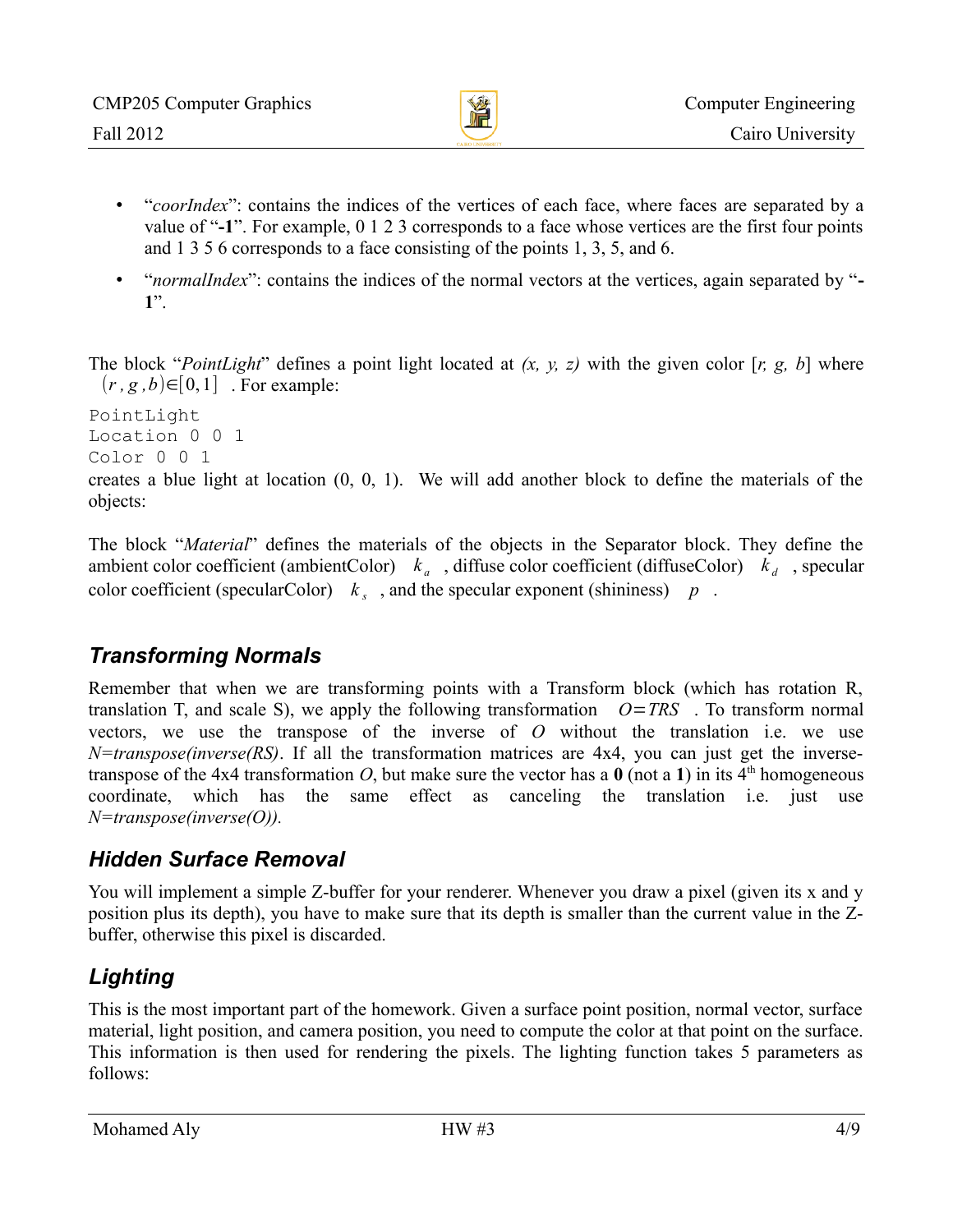- "*coorIndex*": contains the indices of the vertices of each face, where faces are separated by a value of "**-1**". For example, 0 1 2 3 corresponds to a face whose vertices are the first four points and 1 3 5 6 corresponds to a face consisting of the points 1, 3, 5, and 6.
- "*normalIndex*": contains the indices of the normal vectors at the vertices, again separated by "**-1**".

The block "*PointLight*" defines a point light located at *(x, y, z)* with the given color [*r, g, b*] where $(r, g, b) \in [0,1]$ . For example:

```
PointLight
Location 0 0 1
Color 0 0 1
```

creates a blue light at location (0, 0, 1). We will add another block to define the materials of the objects:

The block "*Material*" defines the materials of the objects in the Separator block. They define the ambient color coefficient (ambientColor) $k_a$ , diffuse color coefficient (diffuseColor) $k_d$ , specular color coefficient (specularColor) $k_s$ , and the specular exponent (shininess) $p$ .

## *Transforming Normals*

Remember that when we are transforming points with a Transform block (which has rotation R, translation T, and scale S), we apply the following transformation $O=TRS$ . To transform normal vectors, we use the transpose of the inverse of *O* without the translation i.e. we use *N=transpose(inverse(RS)*. If all the transformation matrices are 4x4, you can just get the inverse-transpose of the 4x4 transformation *O*, but make sure the vector has a **0** (not a **1**) in its 4th homogeneous coordinate, which has the same effect as canceling the translation i.e. just use *N=transpose(inverse(O)).*

## *Hidden Surface Removal*

You will implement a simple Z-buffer for your renderer. Whenever you draw a pixel (given its x and y position plus its depth), you have to make sure that its depth is smaller than the current value in the Z-buffer, otherwise this pixel is discarded.

## *Lighting*

This is the most important part of the homework. Given a surface point position, normal vector, surface material, light position, and camera position, you need to compute the color at that point on the surface. This information is then used for rendering the pixels. The lighting function takes 5 parameters as follows: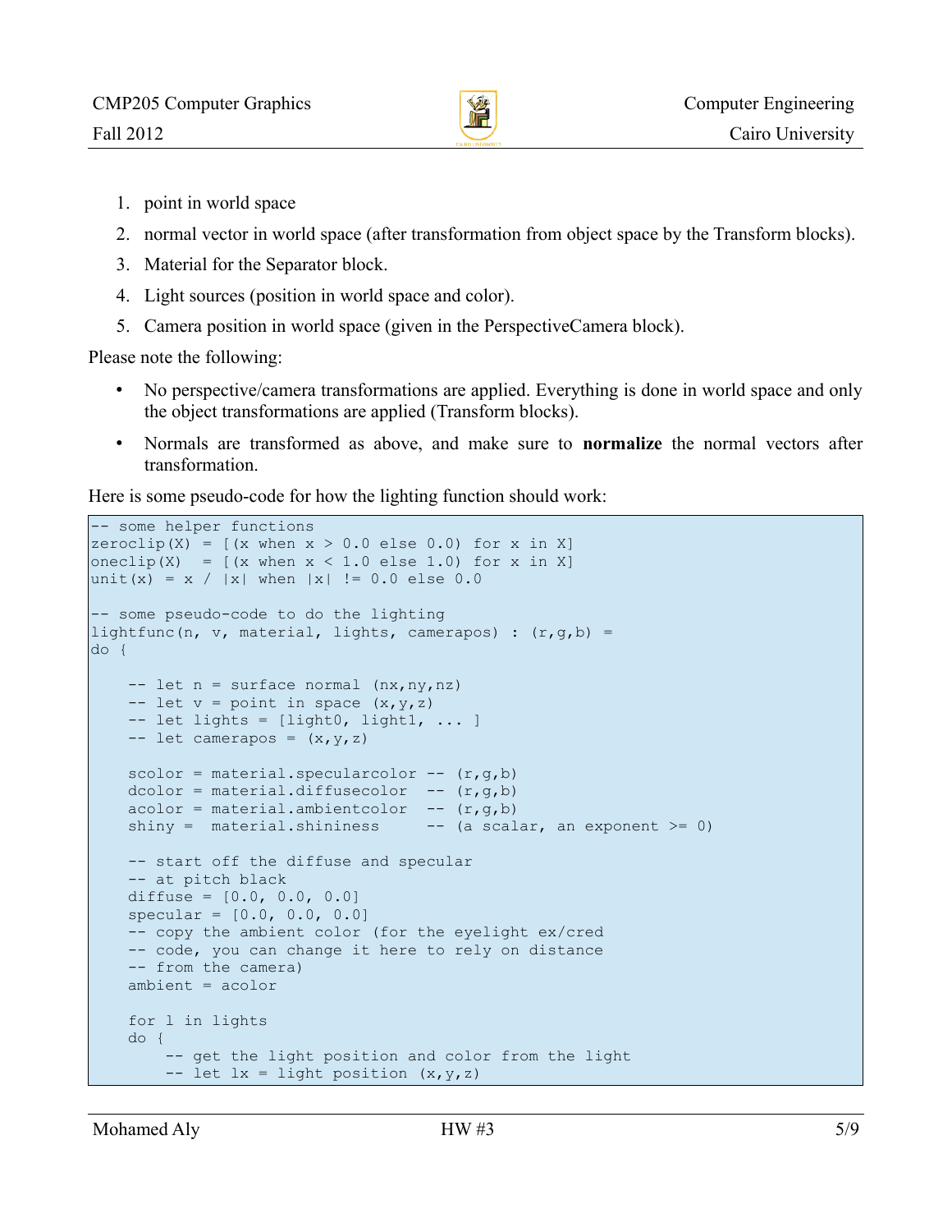1. point in world space
2. normal vector in world space (after transformation from object space by the Transform blocks).
3. Material for the Separator block.
4. Light sources (position in world space and color).
5. Camera position in world space (given in the PerspectiveCamera block).

Please note the following:

- No perspective/camera transformations are applied. Everything is done in world space and only the object transformations are applied (Transform blocks).
- Normals are transformed as above, and make sure to **normalize** the normal vectors after transformation.

Here is some pseudo-code for how the lighting function should work:

```
-- some helper functions
zeroclip(X) = [(x when x > 0.0 else 0.0) for x in X]
oneclip(X)  = [(x when x < 1.0 else 1.0) for x in X]
unit(x) = x / |x| when |x| != 0.0 else 0.0

-- some pseudo-code to do the lighting
lightfunc(n, v, material, lights, camerapos) : (r,g,b) =
do {

    -- let n = surface normal (nx,ny,nz)
    -- let v = point in space (x,y,z)
    -- let lights = [light0, light1, ... ]
    -- let camerapos = (x,y,z)

    scolor = material.specularcolor -- (r,g,b)
    dcolor = material.diffusecolor  -- (r,g,b)
    acolor = material.ambientcolor  -- (r,g,b)
    shiny =  material.shininess     -- (a scalar, an exponent >= 0)

    -- start off the diffuse and specular
    -- at pitch black
    diffuse = [0.0, 0.0, 0.0]
    specular = [0.0, 0.0, 0.0]
    -- copy the ambient color (for the eyelight ex/cred
    -- code, you can change it here to rely on distance
    -- from the camera)
    ambient = acolor

    for l in lights
    do {
        -- get the light position and color from the light
        -- let lx = light position (x,y,z)
```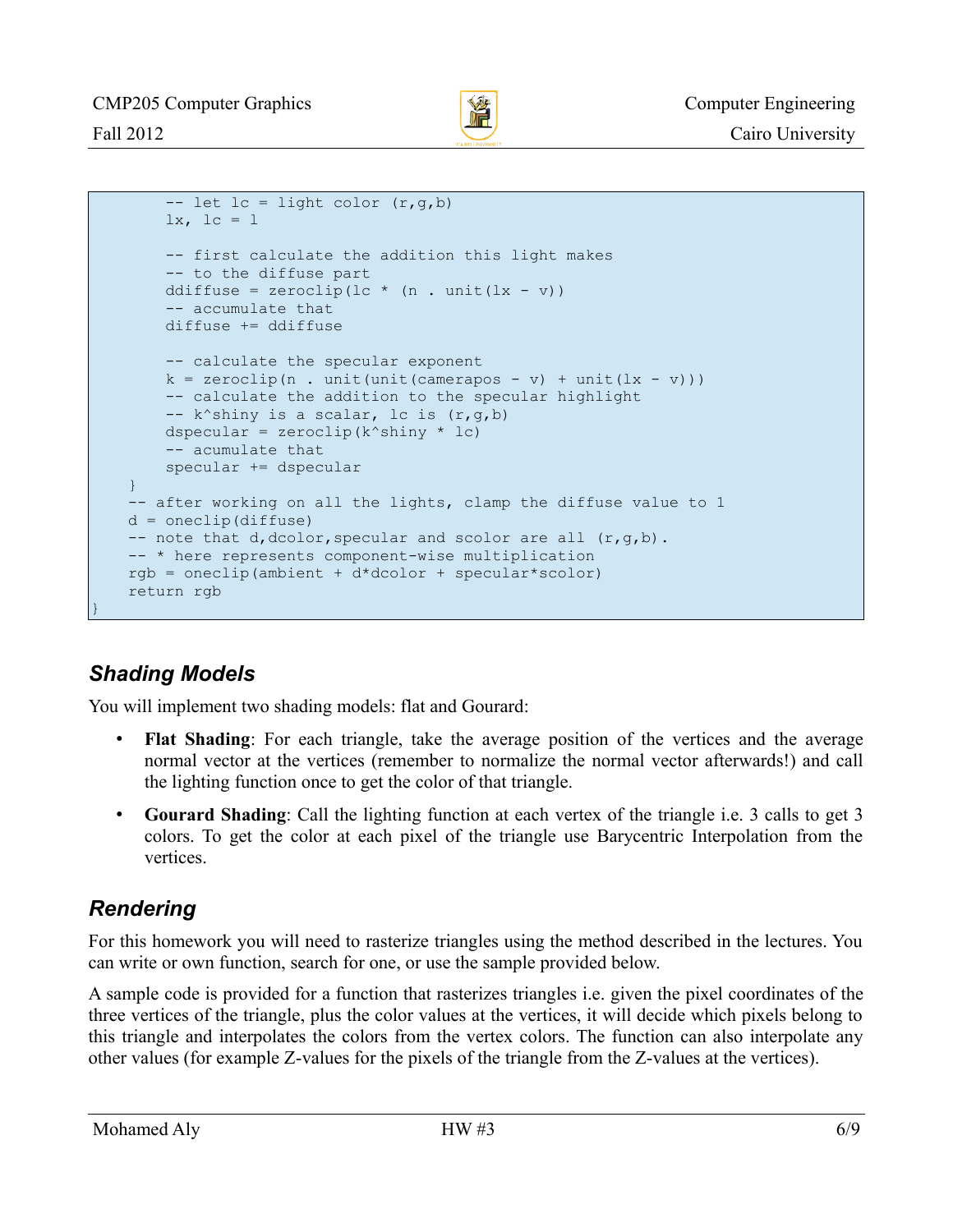```
        -- let lc = light color (r,g,b)
        lx, lc = l

        -- first calculate the addition this light makes
        -- to the diffuse part
        ddiffuse = zeroclip(lc * (n . unit(lx - v))
        -- accumulate that
        diffuse += ddiffuse

        -- calculate the specular exponent
        k = zeroclip(n . unit(unit(camerapos - v) + unit(lx - v)))
        -- calculate the addition to the specular highlight
        -- k^shiny is a scalar, lc is (r,g,b)
        dspecular = zeroclip(k^shiny * lc)
        -- acumulate that
        specular += dspecular
    }
    -- after working on all the lights, clamp the diffuse value to 1
    d = oneclip(diffuse)
    -- note that d,dcolor,specular and scolor are all (r,g,b).
    -- * here represents component-wise multiplication
    rgb = oneclip(ambient + d*dcolor + specular*scolor)
    return rgb
}
```

## *Shading Models*

You will implement two shading models: flat and Gourard:

- **Flat Shading**: For each triangle, take the average position of the vertices and the average normal vector at the vertices (remember to normalize the normal vector afterwards!) and call the lighting function once to get the color of that triangle.
- **Gourard Shading**: Call the lighting function at each vertex of the triangle i.e. 3 calls to get 3 colors. To get the color at each pixel of the triangle use Barycentric Interpolation from the vertices.

## *Rendering*

For this homework you will need to rasterize triangles using the method described in the lectures. You can write or own function, search for one, or use the sample provided below.

A sample code is provided for a function that rasterizes triangles i.e. given the pixel coordinates of the three vertices of the triangle, plus the color values at the vertices, it will decide which pixels belong to this triangle and interpolates the colors from the vertex colors. The function can also interpolate any other values (for example Z-values for the pixels of the triangle from the Z-values at the vertices).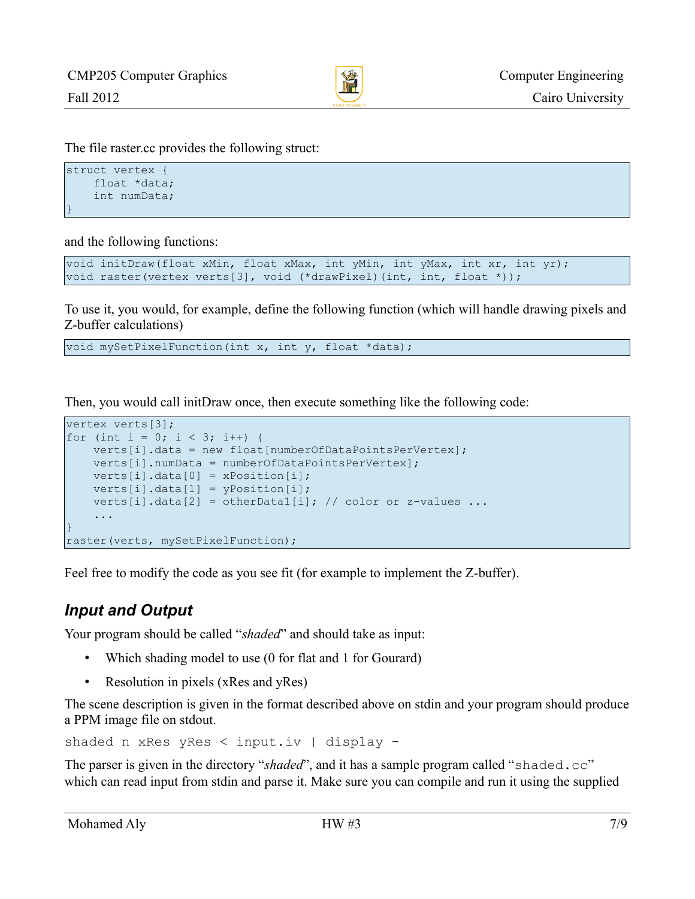The file raster.cc provides the following struct:

```
struct vertex {
    float *data;
    int numData;
}
```

and the following functions:

```
void initDraw(float xMin, float xMax, int yMin, int yMax, int xr, int yr);
void raster(vertex verts[3], void (*drawPixel)(int, int, float *));
```

To use it, you would, for example, define the following function (which will handle drawing pixels and Z-buffer calculations)

```
void mySetPixelFunction(int x, int y, float *data);
```

Then, you would call initDraw once, then execute something like the following code:

```
vertex verts[3];
for (int i = 0; i < 3; i++) {
    verts[i].data = new float[numberOfDataPointsPerVertex];
    verts[i].numData = numberOfDataPointsPerVertex];
    verts[i].data[0] = xPosition[i];
    verts[i].data[1] = yPosition[i];
    verts[i].data[2] = otherData1[i]; // color or z-values ...
    ...
}
raster(verts, mySetPixelFunction);
```

Feel free to modify the code as you see fit (for example to implement the Z-buffer).

## *Input and Output*

Your program should be called "*shaded*" and should take as input:

- Which shading model to use (0 for flat and 1 for Gourard)
- Resolution in pixels (xRes and yRes)

The scene description is given in the format described above on stdin and your program should produce a PPM image file on stdout.

```
shaded n xRes yRes < input.iv | display -
```

The parser is given in the directory "*shaded*", and it has a sample program called "`shaded.cc`" which can read input from stdin and parse it. Make sure you can compile and run it using the supplied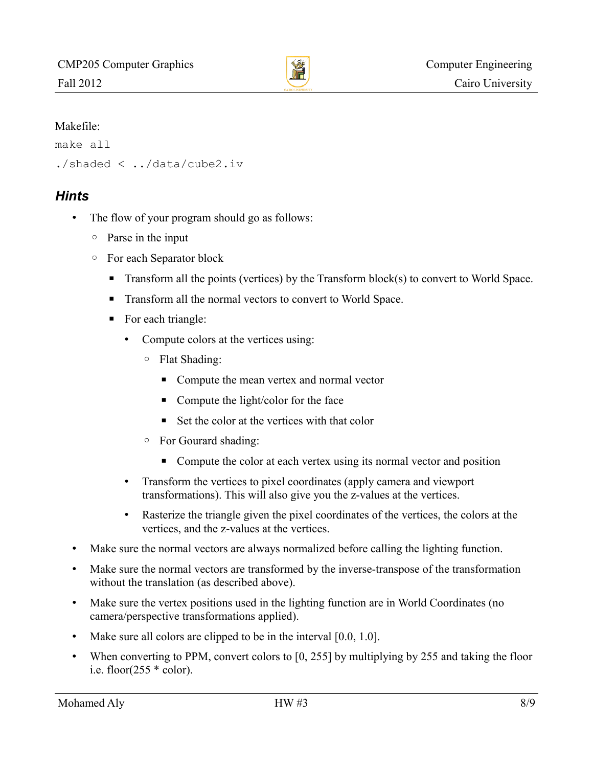Makefile:

```
make all
./shaded < ../data/cube2.iv
```

## *Hints*

- The flow of your program should go as follows:
  - Parse in the input
  - For each Separator block
    - Transform all the points (vertices) by the Transform block(s) to convert to World Space.
    - Transform all the normal vectors to convert to World Space.
    - For each triangle:
      - Compute colors at the vertices using:
        - Flat Shading:
          - Compute the mean vertex and normal vector
          - Compute the light/color for the face
          - Set the color at the vertices with that color
        - For Gourard shading:
          - Compute the color at each vertex using its normal vector and position
      - Transform the vertices to pixel coordinates (apply camera and viewport transformations). This will also give you the z-values at the vertices.
      - Rasterize the triangle given the pixel coordinates of the vertices, the colors at the vertices, and the z-values at the vertices.
- Make sure the normal vectors are always normalized before calling the lighting function.
- Make sure the normal vectors are transformed by the inverse-transpose of the transformation without the translation (as described above).
- Make sure the vertex positions used in the lighting function are in World Coordinates (no camera/perspective transformations applied).
- Make sure all colors are clipped to be in the interval [0.0, 1.0].
- When converting to PPM, convert colors to [0, 255] by multiplying by 255 and taking the floor i.e. floor(255 * color).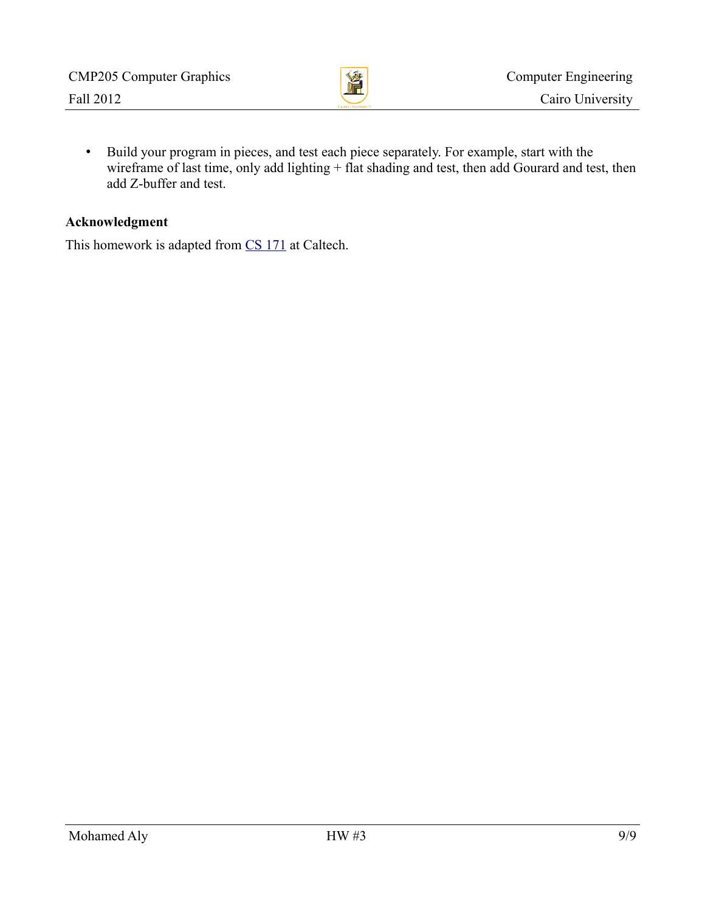- Build your program in pieces, and test each piece separately. For example, start with the wireframe of last time, only add lighting + flat shading and test, then add Gourard and test, then add Z-buffer and test.

**Acknowledgment**

This homework is adapted from CS 171 at Caltech.